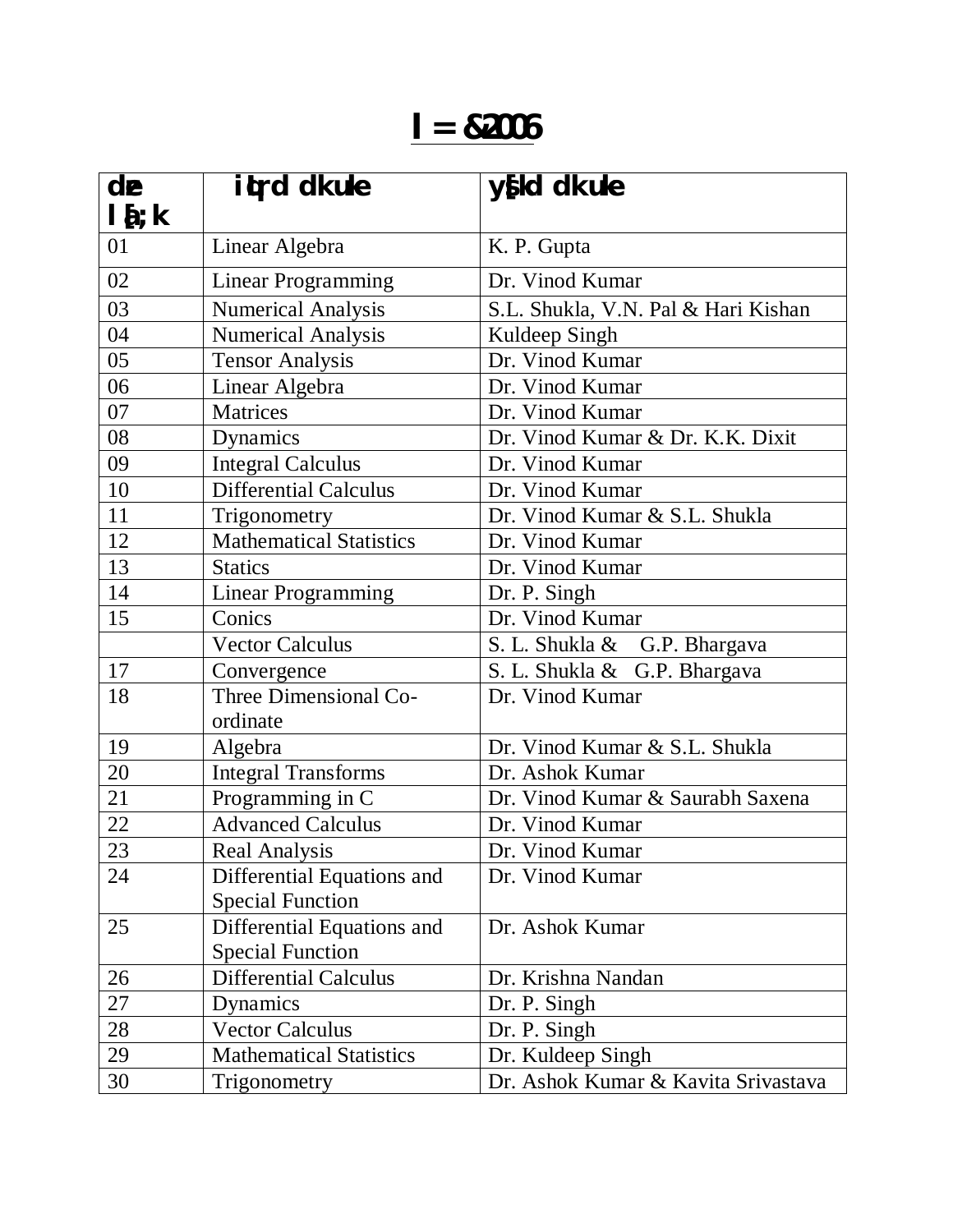# l = &2006

| dze l[;k | iqLrd dk uke | ys[kd dk uke |
|---|---|---|
| 01 | Linear Algebra | K. P. Gupta |
| 02 | Linear Programming | Dr. Vinod Kumar |
| 03 | Numerical Analysis | S.L. Shukla, V.N. Pal & Hari Kishan |
| 04 | Numerical Analysis | Kuldeep Singh |
| 05 | Tensor Analysis | Dr. Vinod Kumar |
| 06 | Linear Algebra | Dr. Vinod Kumar |
| 07 | Matrices | Dr. Vinod Kumar |
| 08 | Dynamics | Dr. Vinod Kumar & Dr. K.K. Dixit |
| 09 | Integral Calculus | Dr. Vinod Kumar |
| 10 | Differential Calculus | Dr. Vinod Kumar |
| 11 | Trigonometry | Dr. Vinod Kumar & S.L. Shukla |
| 12 | Mathematical Statistics | Dr. Vinod Kumar |
| 13 | Statics | Dr. Vinod Kumar |
| 14 | Linear Programming | Dr. P. Singh |
| 15 | Conics | Dr. Vinod Kumar |
| | Vector Calculus | S. L. Shukla & G.P. Bhargava |
| 17 | Convergence | S. L. Shukla & G.P. Bhargava |
| 18 | Three Dimensional Co-ordinate | Dr. Vinod Kumar |
| 19 | Algebra | Dr. Vinod Kumar & S.L. Shukla |
| 20 | Integral Transforms | Dr. Ashok Kumar |
| 21 | Programming in C | Dr. Vinod Kumar & Saurabh Saxena |
| 22 | Advanced Calculus | Dr. Vinod Kumar |
| 23 | Real Analysis | Dr. Vinod Kumar |
| 24 | Differential Equations and Special Function | Dr. Vinod Kumar |
| 25 | Differential Equations and Special Function | Dr. Ashok Kumar |
| 26 | Differential Calculus | Dr. Krishna Nandan |
| 27 | Dynamics | Dr. P. Singh |
| 28 | Vector Calculus | Dr. P. Singh |
| 29 | Mathematical Statistics | Dr. Kuldeep Singh |
| 30 | Trigonometry | Dr. Ashok Kumar & Kavita Srivastava |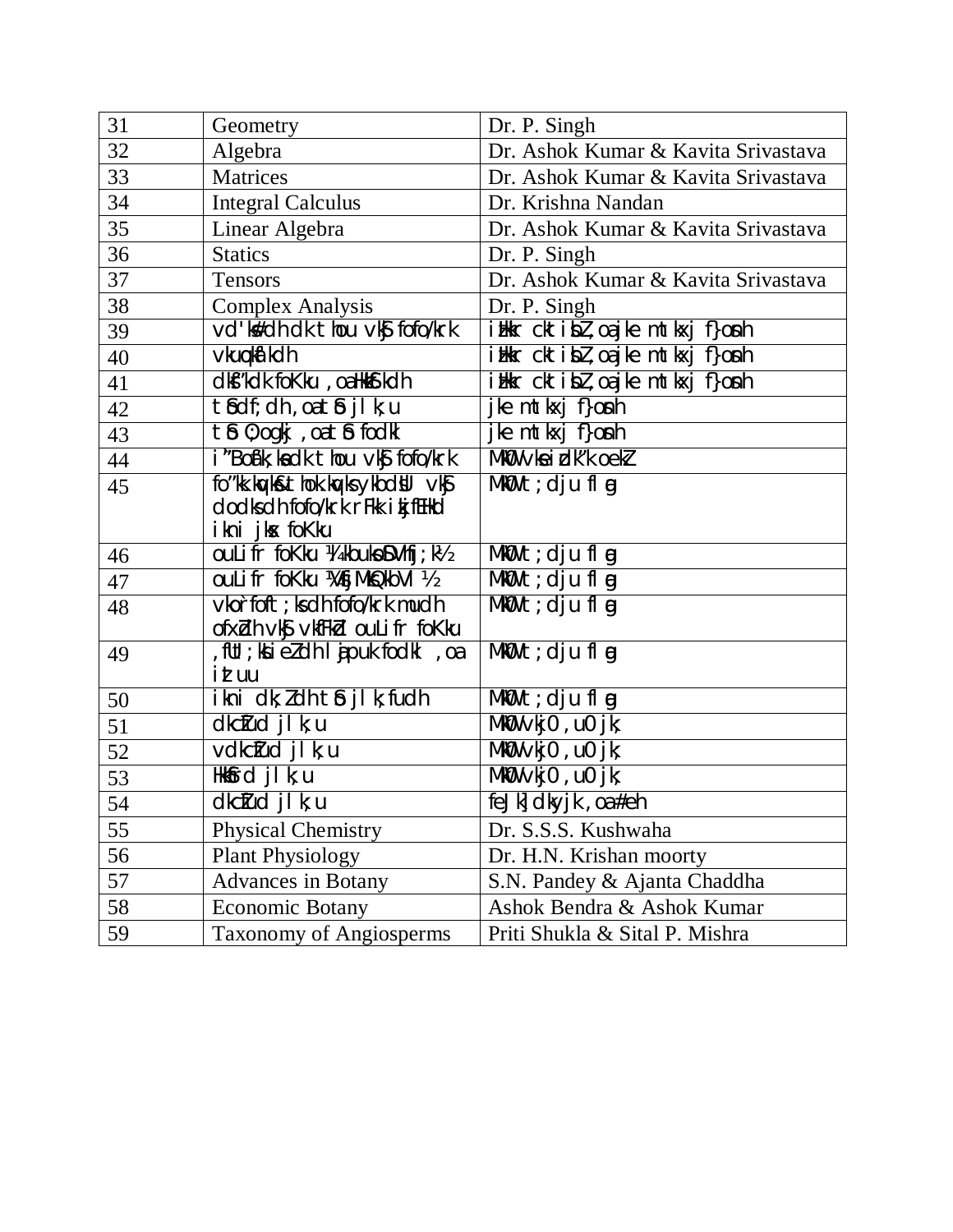| | | |
|---|---|---|
| 31 | Geometry | Dr. P. Singh |
| 32 | Algebra | Dr. Ashok Kumar & Kavita Srivastava |
| 33 | Matrices | Dr. Ashok Kumar & Kavita Srivastava |
| 34 | Integral Calculus | Dr. Krishna Nandan |
| 35 | Linear Algebra | Dr. Ashok Kumar & Kavita Srivastava |
| 36 | Statics | Dr. P. Singh |
| 37 | Tensors | Dr. Ashok Kumar & Kavita Srivastava |
| 38 | Complex Analysis | Dr. P. Singh |
| 39 | vd'ks#dh dk thou vkSj fofo/krk | iz'kkr ckt isbZ,oa jke mtkxj f}osnh |
| 40 | vkuqoaf'kdh | iz'kkr ckt isbZ,oa jke mtkxj f}osnh |
| 41 | dksf'kdk foKku ,oa Hkzwf.kdh | iz'kkr ckt isbZ,oa jke mtkxj f}osnh |
| 42 | tSodf;dh ,oa tSo jlk;u | jke mtkxj f}osnh |
| 43 | tSo 0;ogkj ,oa tSo fodkl | jke mtkxj f}osnh |
| 44 | i"Bofa;ksa dk thou vkSj fofo/krk | MkW0 vkseizdk'k oekZ |
| 45 | fo"k.kqvksa thok.kqvksa ykbdsu vkSj dodksa dh fofo/krk rFkk i{kfEHkd ikni jksx foKku | MkW0 t;dju flag |
| 46 | ouLifr foKku ¼kouksDVfj;k½ | MkW0 t;dju flag |
| 47 | ouLifr foKku ¼VsfjMksQkbV½ | MkW0 t;dju flag |
| 48 | vko`rfoft;ksa dh fofo/krk mudh ofxZdh vkSj vkfFkZd ouLifr foKku | MkW0 t;dju flag |
| 49 | ,fUt;ksLieZ dh lajpuk fodkl ,oa iztuu | MkW0 t;dju flag |
| 50 | ikni dk;Zdh tSo jlk;fudh | MkW0 t;dju flag |
| 51 | dkcZfud jlk;u | MkW0 vk;0 ,u0 jk; |
| 52 | vdkcZfud jlk;u | MkW0 vk;0 ,u0 jk; |
| 53 | HkkSfrd jlk;u | MkW0 vk;0 ,u0 jk; |
| 54 | dkcZfud jlk;u | feJk] dksyjk ,oa #eh |
| 55 | Physical Chemistry | Dr. S.S.S. Kushwaha |
| 56 | Plant Physiology | Dr. H.N. Krishan moorty |
| 57 | Advances in Botany | S.N. Pandey & Ajanta Chaddha |
| 58 | Economic Botany | Ashok Bendra & Ashok Kumar |
| 59 | Taxonomy of Angiosperms | Priti Shukla & Sital P. Mishra |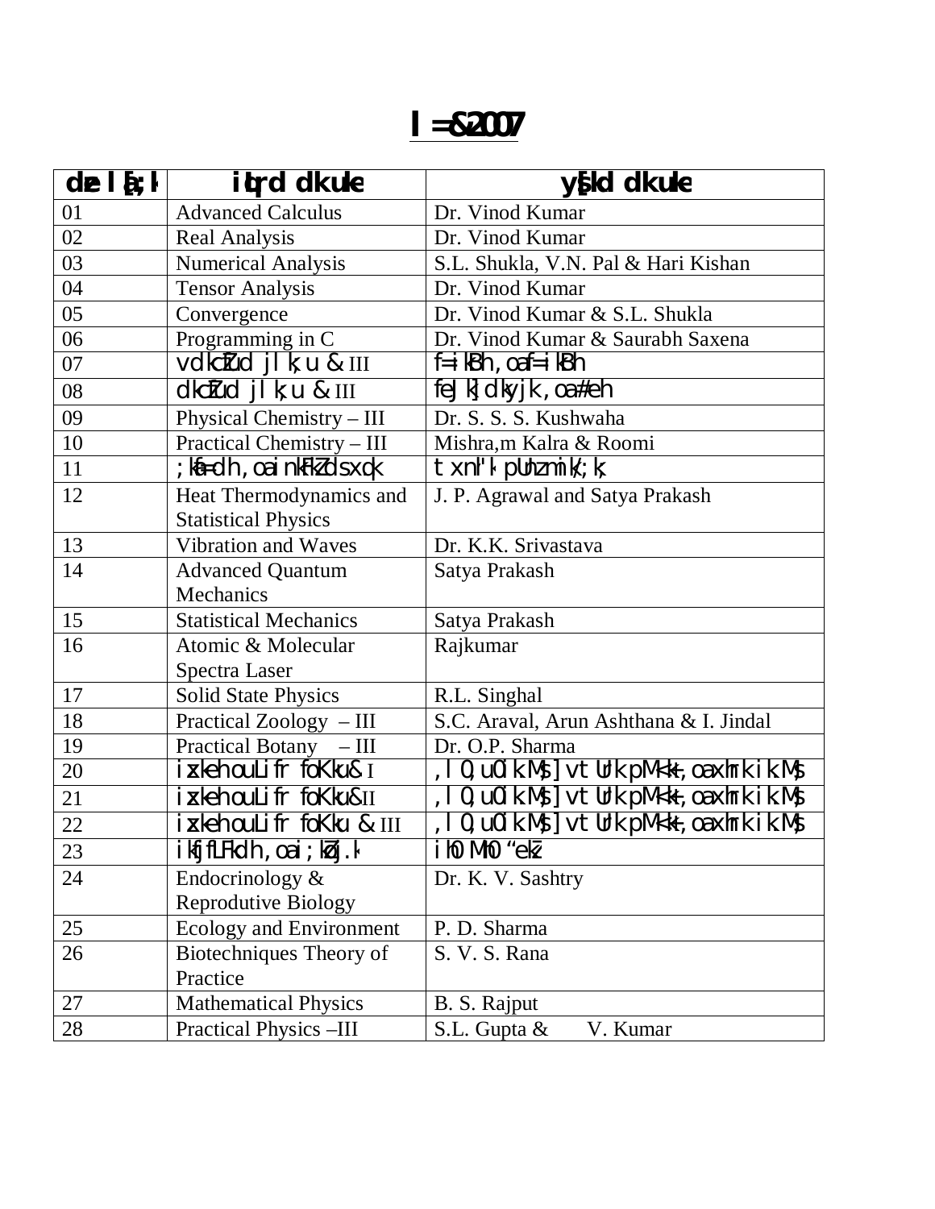# l=&2007

| dze l[;k | iqLrd dk uke | ys[kd dk uke |
|---|---|---|
| 01 | Advanced Calculus | Dr. Vinod Kumar |
| 02 | Real Analysis | Dr. Vinod Kumar |
| 03 | Numerical Analysis | S.L. Shukla, V.N. Pal & Hari Kishan |
| 04 | Tensor Analysis | Dr. Vinod Kumar |
| 05 | Convergence | Dr. Vinod Kumar & S.L. Shukla |
| 06 | Programming in C | Dr. Vinod Kumar & Saurabh Saxena |
| 07 | vdkcZfud jlk;u & III | f=ikBh ,oa f=ikBh |
| 08 | dkcZfud jlk;u & III | feJk] dkyjk ,oa #eh |
| 09 | Physical Chemistry – III | Dr. S. S. S. Kushwaha |
| 10 | Practical Chemistry – III | Mishra,m Kalra & Roomi |
| 11 | ;kf=dh ,oa inkFkZ ds xq.k | txn'k pUnz mik/;k; |
| 12 | Heat Thermodynamics and Statistical Physics | J. P. Agrawal and Satya Prakash |
| 13 | Vibration and Waves | Dr. K.K. Srivastava |
| 14 | Advanced Quantum Mechanics | Satya Prakash |
| 15 | Statistical Mechanics | Satya Prakash |
| 16 | Atomic & Molecular Spectra Laser | Rajkumar |
| 17 | Solid State Physics | R.L. Singhal |
| 18 | Practical Zoology – III | S.C. Araval, Arun Ashthana & I. Jindal |
| 19 | Practical Botany – III | Dr. O.P. Sharma |
| 20 | izk;ksfxd ouLifr foKku& I | ,l0 ,u0 ikaMs] vtUrk pM<k ,oa xhrk ikaMs |
| 21 | izk;ksfxd ouLifr foKku&II | ,l0 ,u0 ikaMs] vtUrk pM<k ,oa xhrk ikaMs |
| 22 | izk;ksfxd ouLifr foKku & III | ,l0 ,u0 ikaMs] vtUrk pM<k ,oa xhrk ikaMs |
| 23 | ikfjfLFkdh ,oa i;kZoj.k | ih0 Mh0 "kekZ |
| 24 | Endocrinology & Reprodutive Biology | Dr. K. V. Sashtry |
| 25 | Ecology and Environment | P. D. Sharma |
| 26 | Biotechniques Theory of Practice | S. V. S. Rana |
| 27 | Mathematical Physics | B. S. Rajput |
| 28 | Practical Physics –III | S.L. Gupta & V. Kumar |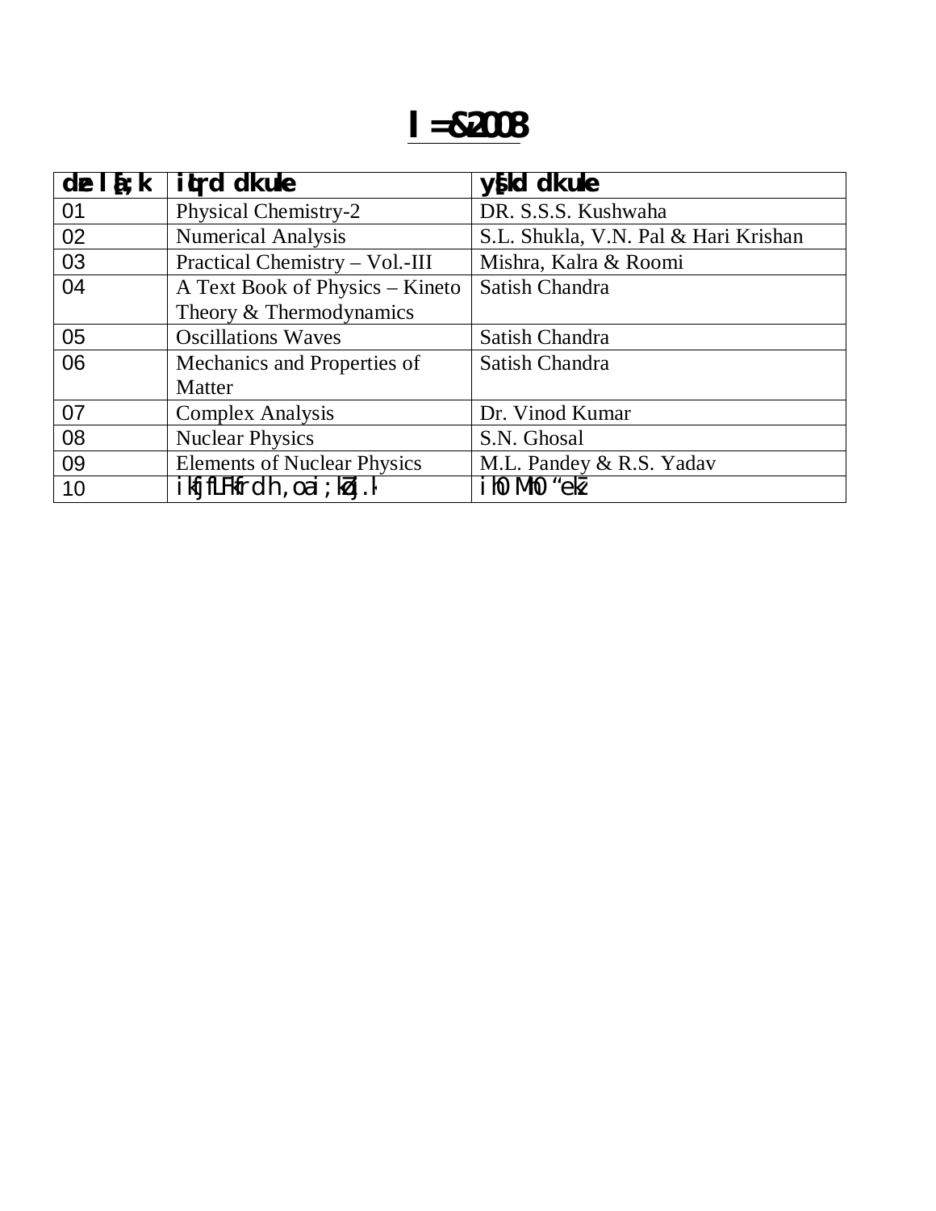# l=&2008

| dze l[;k | iqLrd dk uke | ys[kd dk uke |
|---|---|---|
| 01 | Physical Chemistry-2 | DR. S.S.S. Kushwaha |
| 02 | Numerical Analysis | S.L. Shukla, V.N. Pal & Hari Krishan |
| 03 | Practical Chemistry – Vol.-III | Mishra, Kalra & Roomi |
| 04 | A Text Book of Physics – Kineto Theory & Thermodynamics | Satish Chandra |
| 05 | Oscillations Waves | Satish Chandra |
| 06 | Mechanics and Properties of Matter | Satish Chandra |
| 07 | Complex Analysis | Dr. Vinod Kumar |
| 08 | Nuclear Physics | S.N. Ghosal |
| 09 | Elements of Nuclear Physics | M.L. Pandey & R.S. Yadav |
| 10 | ikfjfLFkfrdh ,oa i;kZoj.k | ih0 Mh0 “kekZ |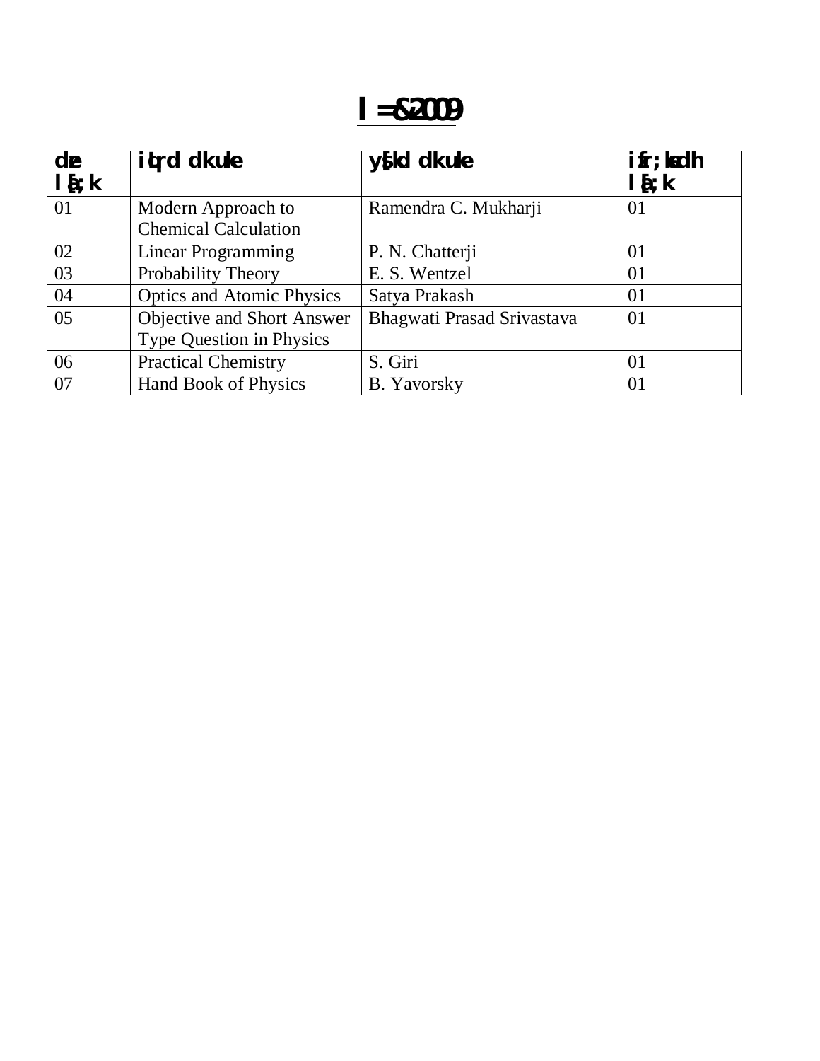# l=&2009

| dze la[;k | iqLrd dk uke | ys[kd dk uke | izfr;ksa dh la[;k |
|---|---|---|---|
| 01 | Modern Approach to Chemical Calculation | Ramendra C. Mukharji | 01 |
| 02 | Linear Programming | P. N. Chatterji | 01 |
| 03 | Probability Theory | E. S. Wentzel | 01 |
| 04 | Optics and Atomic Physics | Satya Prakash | 01 |
| 05 | Objective and Short Answer Type Question in Physics | Bhagwati Prasad Srivastava | 01 |
| 06 | Practical Chemistry | S. Giri | 01 |
| 07 | Hand Book of Physics | B. Yavorsky | 01 |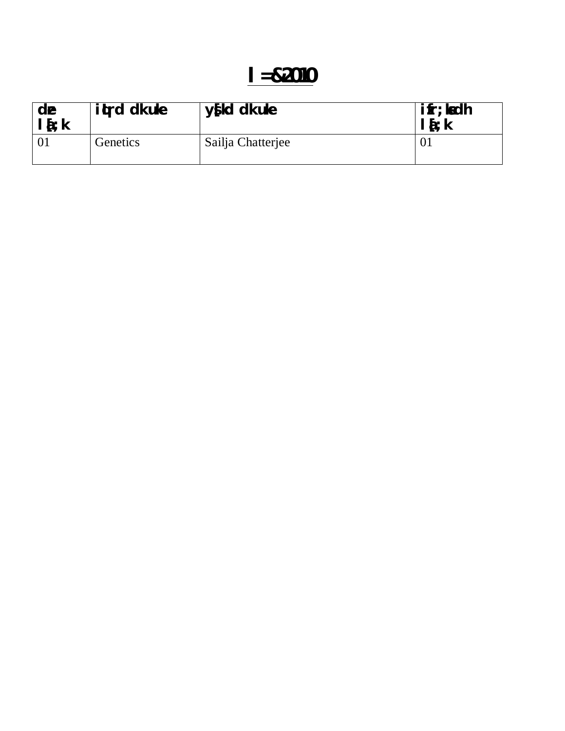# l=&2010

| dze la[;k | iqLrd dk uke | ys[kd dk uke | izfr;ksadh la[;k |
|---|---|---|---|
| 01 | Genetics | Sailja Chatterjee | 01 |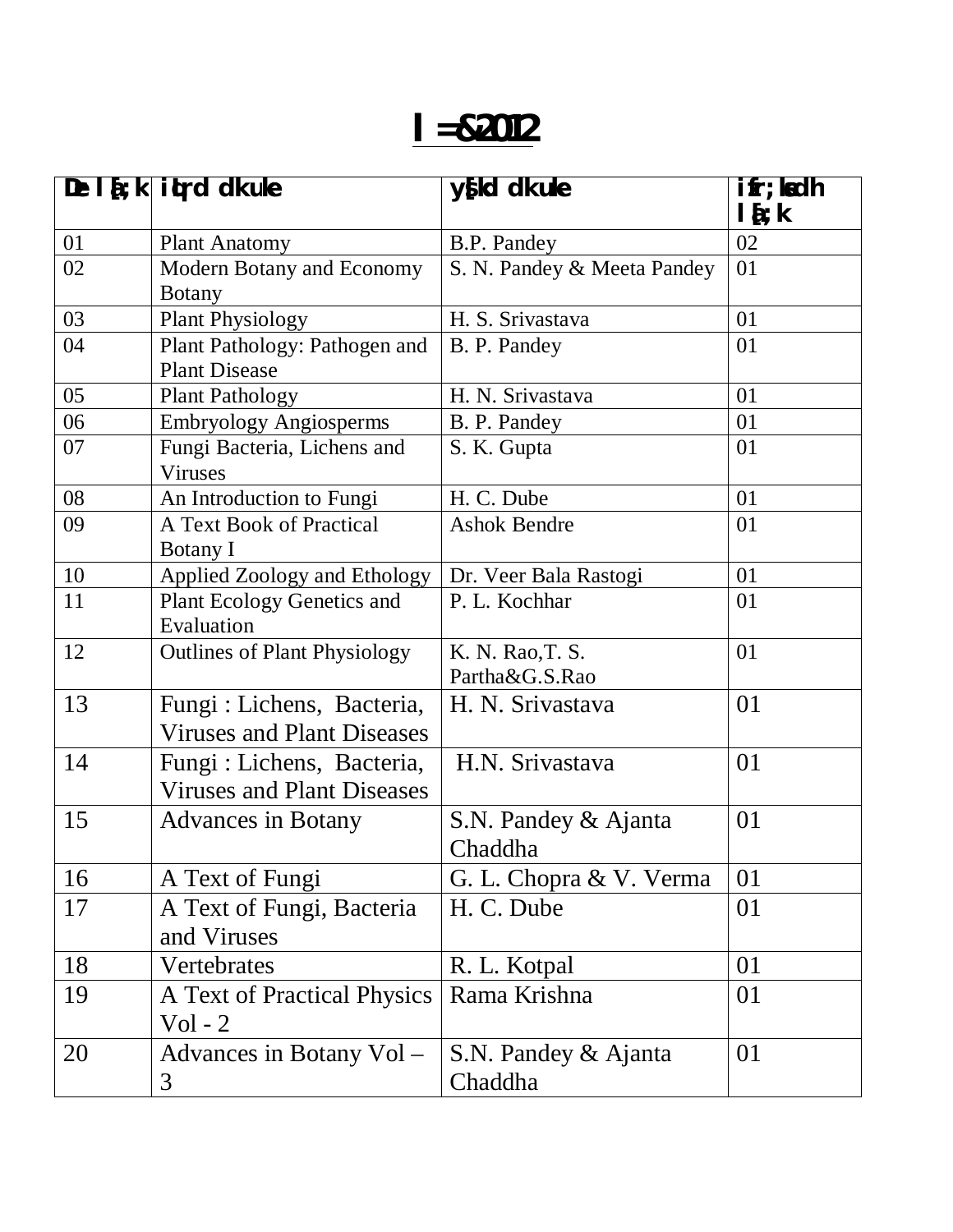# l=&2012

| Øe l[;k | iqLrd dk uke | ys[kd dk uke | izfr;ksa dh l[;k |
|---|---|---|---|
| 01 | Plant Anatomy | B.P. Pandey | 02 |
| 02 | Modern Botany and Economy Botany | S. N. Pandey & Meeta Pandey | 01 |
| 03 | Plant Physiology | H. S. Srivastava | 01 |
| 04 | Plant Pathology: Pathogen and Plant Disease | B. P. Pandey | 01 |
| 05 | Plant Pathology | H. N. Srivastava | 01 |
| 06 | Embryology Angiosperms | B. P. Pandey | 01 |
| 07 | Fungi Bacteria, Lichens and Viruses | S. K. Gupta | 01 |
| 08 | An Introduction to Fungi | H. C. Dube | 01 |
| 09 | A Text Book of Practical Botany I | Ashok Bendre | 01 |
| 10 | Applied Zoology and Ethology | Dr. Veer Bala Rastogi | 01 |
| 11 | Plant Ecology Genetics and Evaluation | P. L. Kochhar | 01 |
| 12 | Outlines of Plant Physiology | K. N. Rao,T. S. Partha&G.S.Rao | 01 |
| 13 | Fungi : Lichens, Bacteria, Viruses and Plant Diseases | H. N. Srivastava | 01 |
| 14 | Fungi : Lichens, Bacteria, Viruses and Plant Diseases | H.N. Srivastava | 01 |
| 15 | Advances in Botany | S.N. Pandey & Ajanta Chaddha | 01 |
| 16 | A Text of Fungi | G. L. Chopra & V. Verma | 01 |
| 17 | A Text of Fungi, Bacteria and Viruses | H. C. Dube | 01 |
| 18 | Vertebrates | R. L. Kotpal | 01 |
| 19 | A Text of Practical Physics Vol - 2 | Rama Krishna | 01 |
| 20 | Advances in Botany Vol – 3 | S.N. Pandey & Ajanta Chaddha | 01 |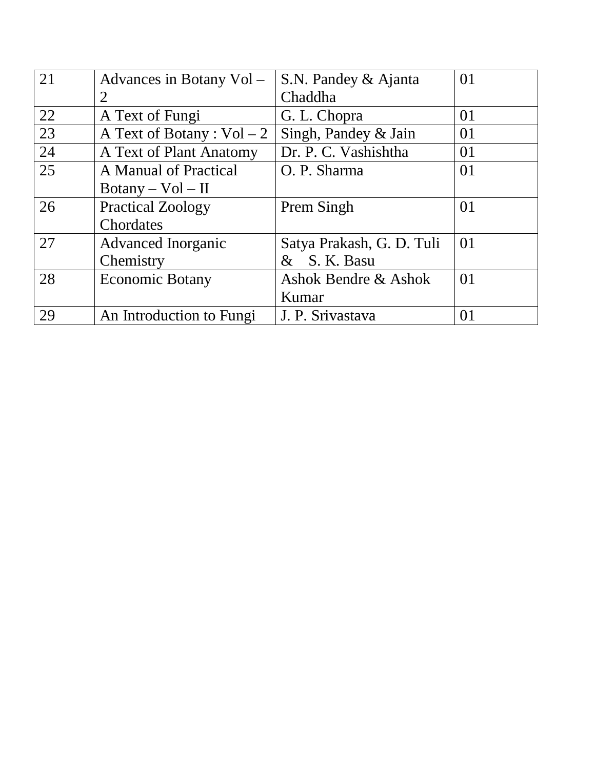| 21 | Advances in Botany Vol – 2 | S.N. Pandey & Ajanta Chaddha | 01 |
|---|---|---|---|
| 22 | A Text of Fungi | G. L. Chopra | 01 |
| 23 | A Text of Botany : Vol – 2 | Singh, Pandey & Jain | 01 |
| 24 | A Text of Plant Anatomy | Dr. P. C. Vashishtha | 01 |
| 25 | A Manual of Practical Botany – Vol – II | O. P. Sharma | 01 |
| 26 | Practical Zoology Chordates | Prem Singh | 01 |
| 27 | Advanced Inorganic Chemistry | Satya Prakash, G. D. Tuli & S. K. Basu | 01 |
| 28 | Economic Botany | Ashok Bendre & Ashok Kumar | 01 |
| 29 | An Introduction to Fungi | J. P. Srivastava | 01 |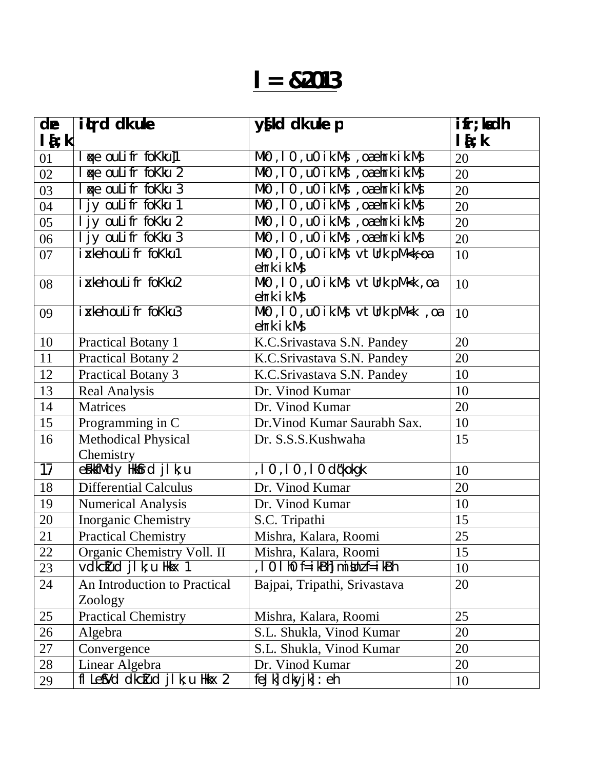# l = &2013

| dze l[;k | iqLrd dk uke | ys[kd dk uke p | izfr;ksa dh l[;k |
|---|---|---|---|
| 01 | lw{e ouLifr foKku 1 | Mk0 ,l0 ,u0 ikaMs ,oa ehrk ikaMs | 20 |
| 02 | lw{e ouLifr foKku 2 | Mk0 ,l0 ,u0 ikaMs ,oa ehrk ikaMs | 20 |
| 03 | lw{e ouLifr foKku 3 | Mk0 ,l0 ,u0 ikaMs ,oa ehrk ikaMs | 20 |
| 04 | ljy ouLifr foKku 1 | Mk0 ,l0 ,u0 ikaMs ,oa ehrk ikaMs | 20 |
| 05 | ljy ouLifr foKku 2 | Mk0 ,l0 ,u0 ikaMs ,oa ehrk ikaMs | 20 |
| 06 | ljy ouLifr foKku 3 | Mk0 ,l0 ,u0 ikaMs ,oa ehrk ikaMs | 20 |
| 07 | ixkeh ouLifr foKku 1 | Mk0 ,l0 ,u0 ikaMs vtUrk pMk;k ,oa ehrk ikaMs | 10 |
| 08 | ixkeh ouLifr foKku 2 | Mk0 ,l0 ,u0 ikaMs vtUrk pMk;k ,oa ehrk ikaMs | 10 |
| 09 | ixkeh ouLifr foKku 3 | Mk0 ,l0 ,u0 ikaMs vtUrk pMk;k ,oa ehrk ikaMs | 10 |
| 10 | Practical Botany 1 | K.C.Srivastava S.N. Pandey | 20 |
| 11 | Practical Botany 2 | K.C.Srivastava S.N. Pandey | 20 |
| 12 | Practical Botany 3 | K.C.Srivastava S.N. Pandey | 10 |
| 13 | Real Analysis | Dr. Vinod Kumar | 10 |
| 14 | Matrices | Dr. Vinod Kumar | 20 |
| 15 | Programming in C | Dr.Vinod Kumar Saurabh Sax. | 10 |
| 16 | Methodical Physical Chemistry | Dr. S.S.S.Kushwaha | 15 |
| 17 | eSkkfMdy HkkSfrd jlk;u | ,l0 ,l0 ,l0 dq'kokgk | 10 |
| 18 | Differential Calculus | Dr. Vinod Kumar | 20 |
| 19 | Numerical Analysis | Dr. Vinod Kumar | 10 |
| 20 | Inorganic Chemistry | S.C. Tripathi | 15 |
| 21 | Practical Chemistry | Mishra, Kalara, Roomi | 25 |
| 22 | Organic Chemistry Voll. II | Mishra, Kalara, Roomi | 15 |
| 23 | vdkcZfud jlk;u Hkkx 1 | ,l0 lh0 f=ikBh] misUnz f=ikBh | 10 |
| 24 | An Introduction to Practical Zoology | Bajpai, Tripathi, Srivastava | 20 |
| 25 | Practical Chemistry | Mishra, Kalara, Roomi | 25 |
| 26 | Algebra | S.L. Shukla, Vinod Kumar | 20 |
| 27 | Convergence | S.L. Shukla, Vinod Kumar | 20 |
| 28 | Linear Algebra | Dr. Vinod Kumar | 20 |
| 29 | flLVeSfVd dkcZfud jlk;u Hkkx 2 | feJk] dkyjk] :eh | 10 |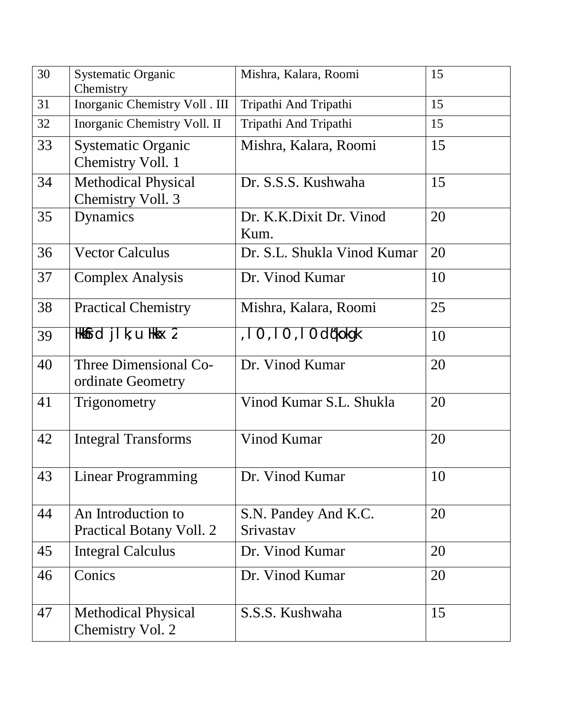| 30 | Systematic Organic Chemistry | Mishra, Kalara, Roomi | 15 |
|---|---|---|---|
| 31 | Inorganic Chemistry Voll . III | Tripathi And Tripathi | 15 |
| 32 | Inorganic Chemistry Voll. II | Tripathi And Tripathi | 15 |
| 33 | Systematic Organic Chemistry Voll. 1 | Mishra, Kalara, Roomi | 15 |
| 34 | Methodical Physical Chemistry Voll. 3 | Dr. S.S.S. Kushwaha | 15 |
| 35 | Dynamics | Dr. K.K.Dixit Dr. Vinod Kum. | 20 |
| 36 | Vector Calculus | Dr. S.L. Shukla Vinod Kumar | 20 |
| 37 | Complex Analysis | Dr. Vinod Kumar | 10 |
| 38 | Practical Chemistry | Mishra, Kalara, Roomi | 25 |
| 39 | Hkkfrd jlk;u Hkkx 2 | ,l0,l0,l0 dq'kokgk | 10 |
| 40 | Three Dimensional Co-ordinate Geometry | Dr. Vinod Kumar | 20 |
| 41 | Trigonometry | Vinod Kumar S.L. Shukla | 20 |
| 42 | Integral Transforms | Vinod Kumar | 20 |
| 43 | Linear Programming | Dr. Vinod Kumar | 10 |
| 44 | An Introduction to Practical Botany Voll. 2 | S.N. Pandey And K.C. Srivastav | 20 |
| 45 | Integral Calculus | Dr. Vinod Kumar | 20 |
| 46 | Conics | Dr. Vinod Kumar | 20 |
| 47 | Methodical Physical Chemistry Vol. 2 | S.S.S. Kushwaha | 15 |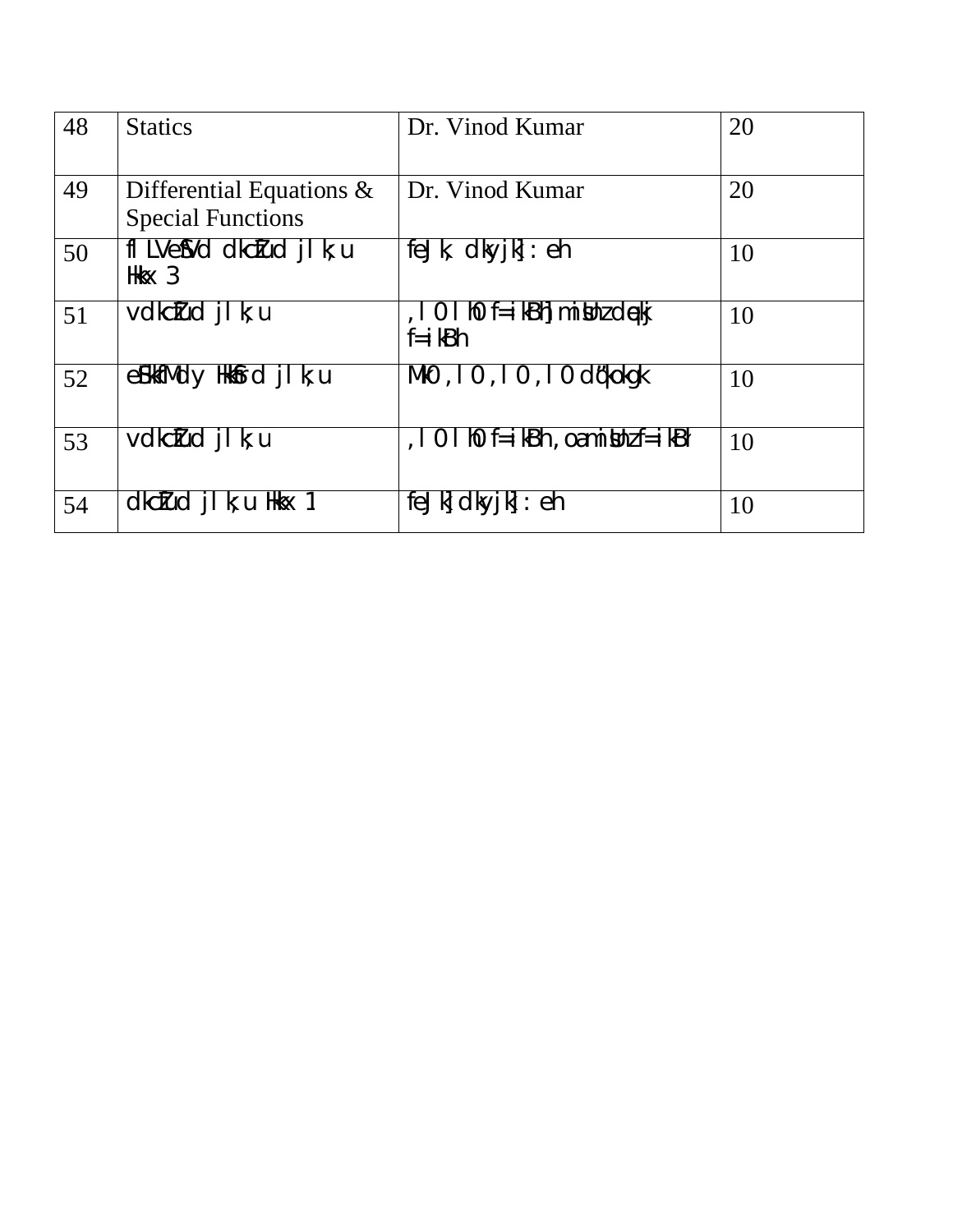| | | | |
|---|---|---|---|
| 48 | Statics | Dr. Vinod Kumar | 20 |
| 49 | Differential Equations & Special Functions | Dr. Vinod Kumar | 20 |
| 50 | flLVefSVd dkcZfud jlk;u Hkkx 3 | feJk, dkyjk] : eh | 10 |
| 51 | vdkcZfud jlk;u | ,l0 lh0 f=ikBh] miKbZ dqekj f=ikBh | 10 |
| 52 | eSkfMdy Hkkfrd jlk;u | MkW0 ,l0 ,l0 ,l0 dq"kokgk | 10 |
| 53 | vdkcZfud jlk;u | ,l0 lh0 f=ikBh ,oa miKbZ f=ikBh | 10 |
| 54 | dkcZfud jlk;u Hkkx 1 | feJk] dkyjk] : eh | 10 |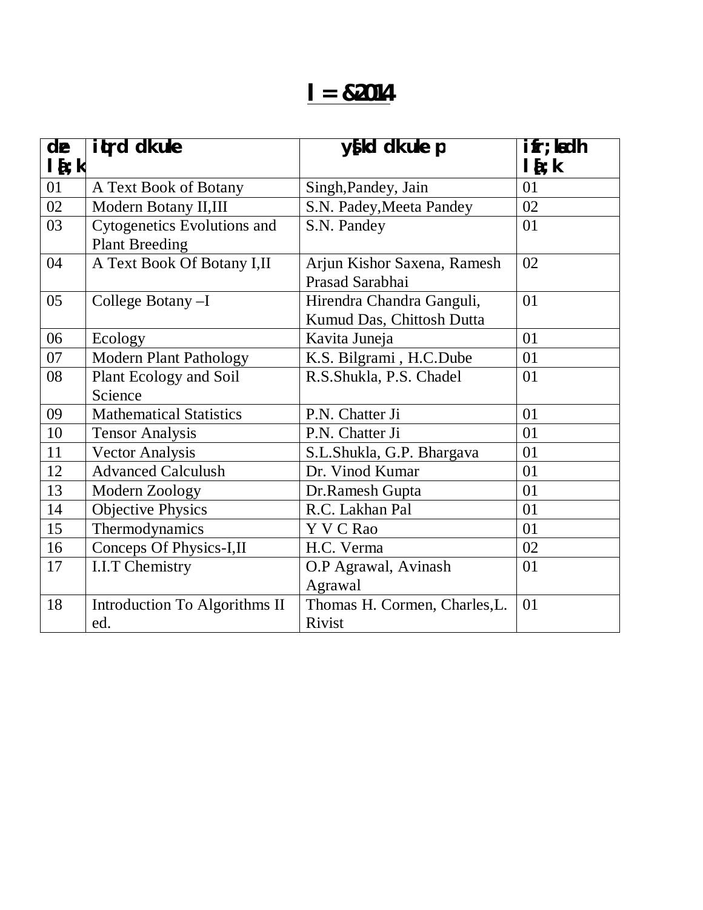# l =&2014

| dze la[;k | iqLrd dk uke | ys[kd dk uke p | izfr;ksa dh la[;k |
|---|---|---|---|
| 01 | A Text Book of Botany | Singh,Pandey, Jain | 01 |
| 02 | Modern Botany II,III | S.N. Padey,Meeta Pandey | 02 |
| 03 | Cytogenetics Evolutions and Plant Breeding | S.N. Pandey | 01 |
| 04 | A Text Book Of Botany I,II | Arjun Kishor Saxena, Ramesh Prasad Sarabhai | 02 |
| 05 | College Botany –I | Hirendra Chandra Ganguli, Kumud Das, Chittosh Dutta | 01 |
| 06 | Ecology | Kavita Juneja | 01 |
| 07 | Modern Plant Pathology | K.S. Bilgrami , H.C.Dube | 01 |
| 08 | Plant Ecology and Soil Science | R.S.Shukla, P.S. Chadel | 01 |
| 09 | Mathematical Statistics | P.N. Chatter Ji | 01 |
| 10 | Tensor Analysis | P.N. Chatter Ji | 01 |
| 11 | Vector Analysis | S.L.Shukla, G.P. Bhargava | 01 |
| 12 | Advanced Calculush | Dr. Vinod Kumar | 01 |
| 13 | Modern Zoology | Dr.Ramesh Gupta | 01 |
| 14 | Objective Physics | R.C. Lakhan Pal | 01 |
| 15 | Thermodynamics | Y V C Rao | 01 |
| 16 | Conceps Of Physics-I,II | H.C. Verma | 02 |
| 17 | I.I.T Chemistry | O.P Agrawal, Avinash Agrawal | 01 |
| 18 | Introduction To Algorithms II ed. | Thomas H. Cormen, Charles,L. Rivist | 01 |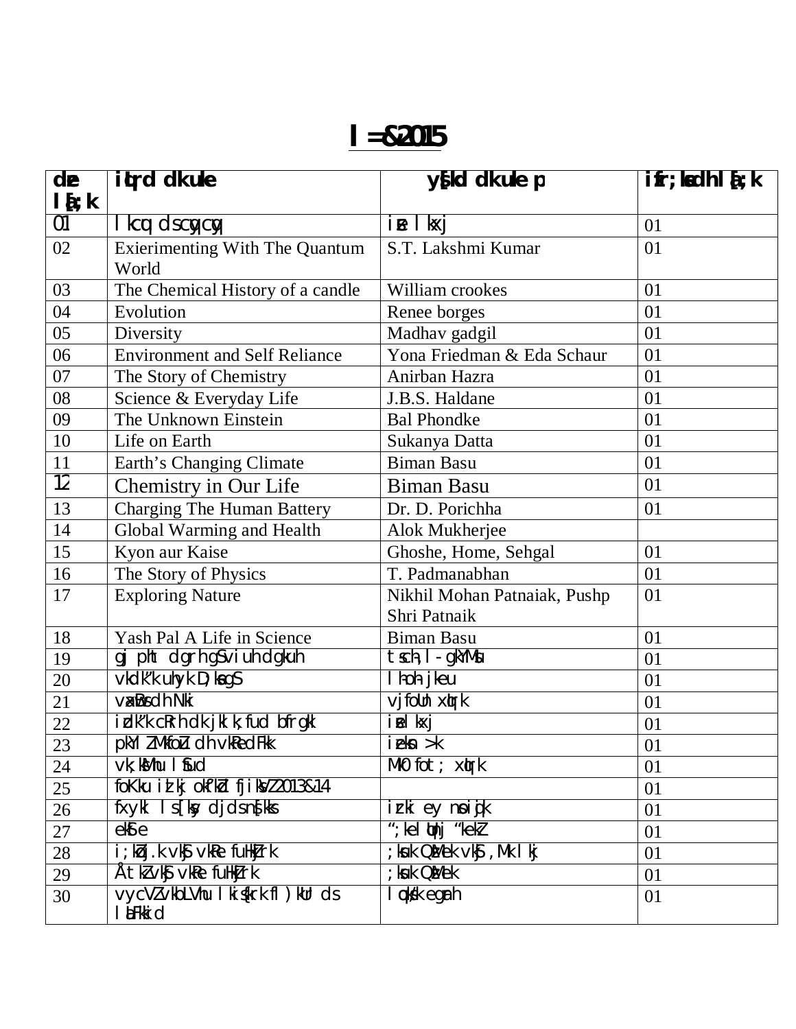# l=&2015

| dze la[;k | iqLrd dk uke | ys[kd dk uke p | izfr;ksa dh la[;k |
|---|---|---|---|
| 01 | lkcqu ds cqycqys | izse lkxj | 01 |
| 02 | Exierimenting With The Quantum World | S.T. Lakshmi Kumar | 01 |
| 03 | The Chemical History of a candle | William crookes | 01 |
| 04 | Evolution | Renee borges | 01 |
| 05 | Diversity | Madhav gadgil | 01 |
| 06 | Environment and Self Reliance | Yona Friedman & Eda Schaur | 01 |
| 07 | The Story of Chemistry | Anirban Hazra | 01 |
| 08 | Science & Everyday Life | J.B.S. Haldane | 01 |
| 09 | The Unknown Einstein | Bal Phondke | 01 |
| 10 | Life on Earth | Sukanya Datta | 01 |
| 11 | Earth's Changing Climate | Biman Basu | 01 |
| 12 | Chemistry in Our Life | Biman Basu | 01 |
| 13 | Charging The Human Battery | Dr. D. Porichha | 01 |
| 14 | Global Warming and Health | Alok Mukherjee | |
| 15 | Kyon aur Kaise | Ghoshe, Home, Sehgal | 01 |
| 16 | The Story of Physics | T. Padmanabhan | 01 |
| 17 | Exploring Nature | Nikhil Mohan Patnaiak, Pushp Shri Patnaik | 01 |
| 18 | Yash Pal A Life in Science | Biman Basu | 01 |
| 19 | gj pht dgrh gS viuh dgkuh | tscs,l- gkYMsu | 01 |
| 20 | vkdk'k uhyk D;ksa gS | lh-oh- jkeu | 01 |
| 21 | vaxwBs dh Nki | vjfoUn xqIrk | 01 |
| 22 | izdk'k cRrh dk jklk;fud bfrgkl | izse lkxj | 01 |
| 23 | pkYlZ MkfoZu dh vkRedFkk | izeksn >k | 01 |
| 24 | vk;ksMhu lSfud | MkW0 fot; xqIrk | 01 |
| 25 | foKku izlkj okf"kZd fjiksVZ 2013&14 | | 01 |
| 26 | fxykl ls[ksy djds ns[kks | izrki ey nsoiqjk | 01 |
| 27 | ekse | “;kelqUnj “kekZ | 01 |
| 28 | i;kZoj.k vkSj vkRe fuHkZjrk | ;kuk QzhMeSu vkSj ,Mk lkj | 01 |
| 29 | ÅtkZ vkSj vkRe fuHkZjrk | ;kuk QzhMeSu | 01 |
| 30 | vyczVZ vkbLVhu lkis{krk fl)kUr ds laLFkkid | lqcks/k egarh | 01 |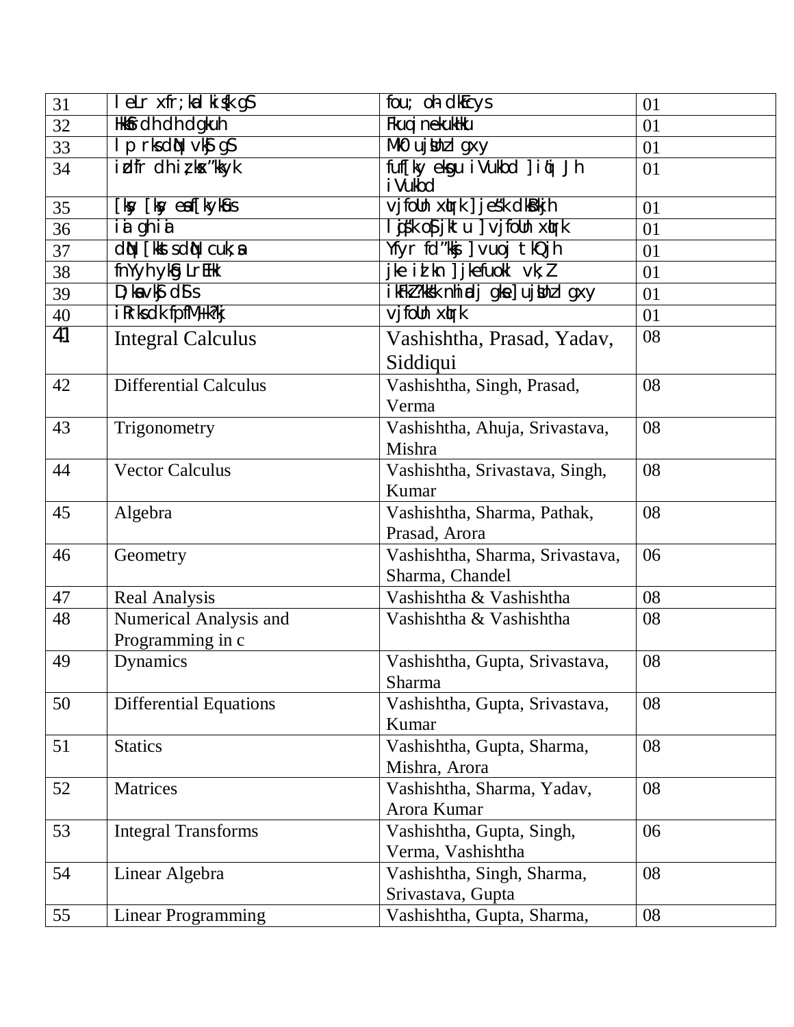| 31 | l eLr xfr;ka lkis{k gS | fou; oh- dkEcys | 01 |
|---|---|---|---|
| 32 | Hkkfrdh dh dgkuh | Fkuq ineukHku | 01 |
| 33 | l p rks dN vkSj gS | MkW0 ujsUnz lgxy | 01 |
| 34 | izd`fr dh iz;ksx'kkyk | fuf[ky eksgu iVukbd ] iq.; Jh iVukbd | 01 |
| 35 | [ksy [ksy esa f[kykSus | vjfoUn xqIrk ] jes'k dksBkjh | 01 |
| 36 | ia ghia | lqjs'k oSjkxu ] vjfoUn xqIrk | 01 |
| 37 | dN [kks s dN cuk;sa | Yfyr fd"kksj ] vuoj tkQjh | 01 |
| 38 | fnYyh yksgLrEHk | jke izlkn ] jkefuokl vk;Z | 01 |
| 39 | D;ksa vkSj dSls | ikFkZ'kkskk nhi dj gksk] ujsUnz lgxy | 01 |
| 40 | iRrks dk fp fM+;k?kj | vjfoUn xqIrk | 01 |
| 41 | Integral Calculus | Vashishtha, Prasad, Yadav, Siddiqui | 08 |
| 42 | Differential Calculus | Vashishtha, Singh, Prasad, Verma | 08 |
| 43 | Trigonometry | Vashishtha, Ahuja, Srivastava, Mishra | 08 |
| 44 | Vector Calculus | Vashishtha, Srivastava, Singh, Kumar | 08 |
| 45 | Algebra | Vashishtha, Sharma, Pathak, Prasad, Arora | 08 |
| 46 | Geometry | Vashishtha, Sharma, Srivastava, Sharma, Chandel | 06 |
| 47 | Real Analysis | Vashishtha & Vashishtha | 08 |
| 48 | Numerical Analysis and Programming in c | Vashishtha & Vashishtha | 08 |
| 49 | Dynamics | Vashishtha, Gupta, Srivastava, Sharma | 08 |
| 50 | Differential Equations | Vashishtha, Gupta, Srivastava, Kumar | 08 |
| 51 | Statics | Vashishtha, Gupta, Sharma, Mishra, Arora | 08 |
| 52 | Matrices | Vashishtha, Sharma, Yadav, Arora Kumar | 08 |
| 53 | Integral Transforms | Vashishtha, Gupta, Singh, Verma, Vashishtha | 06 |
| 54 | Linear Algebra | Vashishtha, Singh, Sharma, Srivastava, Gupta | 08 |
| 55 | Linear Programming | Vashishtha, Gupta, Sharma, | 08 |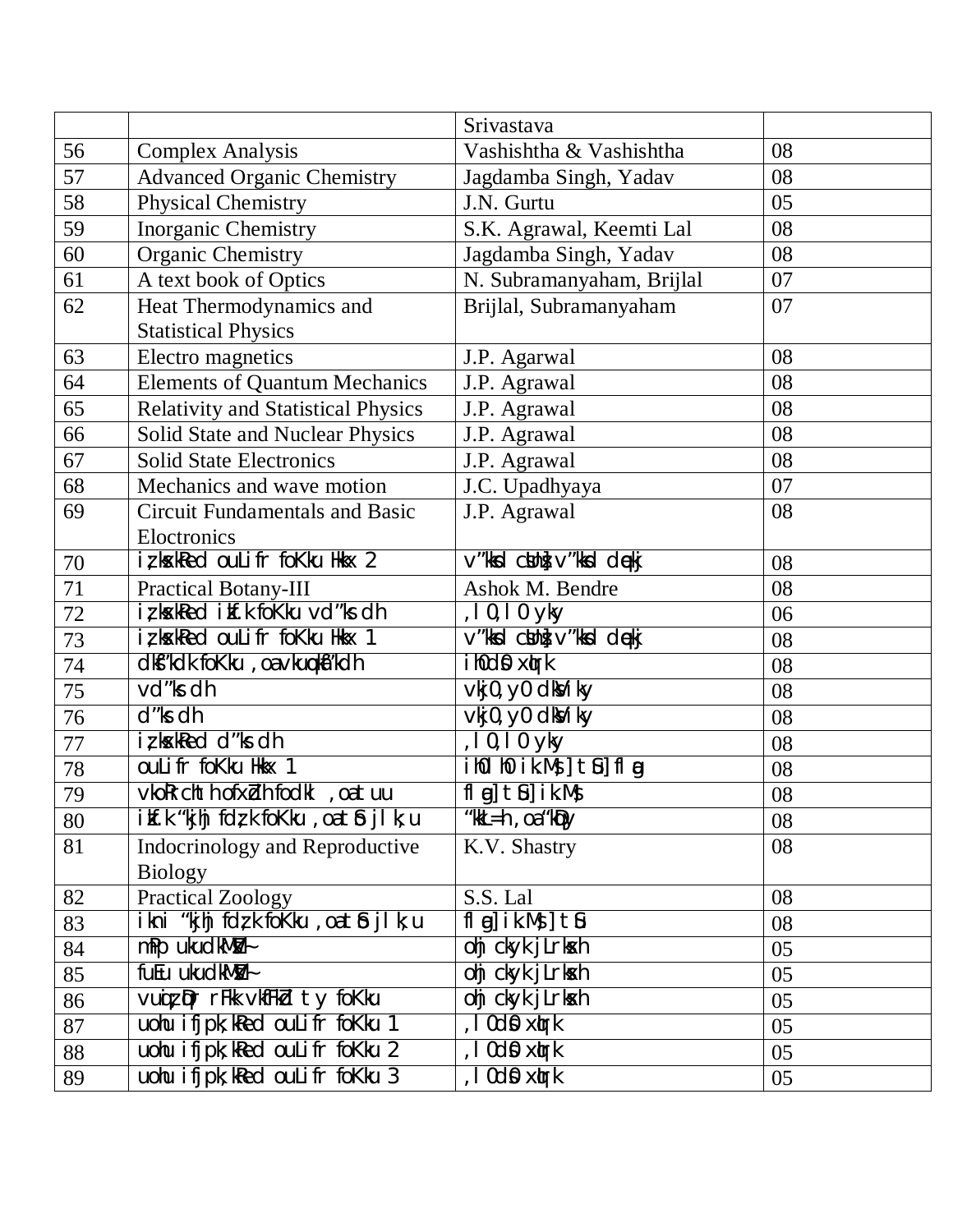| | | Srivastava | |
|---|---|---|---|
| 56 | Complex Analysis | Vashishtha & Vashishtha | 08 |
| 57 | Advanced Organic Chemistry | Jagdamba Singh, Yadav | 08 |
| 58 | Physical Chemistry | J.N. Gurtu | 05 |
| 59 | Inorganic Chemistry | S.K. Agrawal, Keemti Lal | 08 |
| 60 | Organic Chemistry | Jagdamba Singh, Yadav | 08 |
| 61 | A text book of Optics | N. Subramanyaham, Brijlal | 07 |
| 62 | Heat Thermodynamics and Statistical Physics | Brijlal, Subramanyaham | 07 |
| 63 | Electro magnetics | J.P. Agarwal | 08 |
| 64 | Elements of Quantum Mechanics | J.P. Agrawal | 08 |
| 65 | Relativity and Statistical Physics | J.P. Agrawal | 08 |
| 66 | Solid State and Nuclear Physics | J.P. Agrawal | 08 |
| 67 | Solid State Electronics | J.P. Agrawal | 08 |
| 68 | Mechanics and wave motion | J.C. Upadhyaya | 07 |
| 69 | Circuit Fundamentals and Basic Eloctronics | J.P. Agrawal | 08 |
| 70 | iz;ksfRed ouLifr foKku Hkkx 2 | v"kksd cuthZ] v"kksd dqekj | 08 |
| 71 | Practical Botany-III | Ashok M. Bendre | 08 |
| 72 | iz;ksfRed izk.kh foKku vd"ks:dh | ,l0,l0 yky | 06 |
| 73 | iz;ksfRed ouLifr foKku Hkkx 1 | v"kksd cuthZ] v"kksd dqekj | 08 |
| 74 | dksf"kdk foKku ,oa vkuqokaf"kdh | ih0ds0 xqIrk | 08 |
| 75 | vd"ks:dh | vkj0,y0 dksfV;ky | 08 |
| 76 | d"ks:dh | vkj0,y0 dksfV;ky | 08 |
| 77 | iz;ksfRed d"ks:dh | ,l0,l0 yky | 08 |
| 78 | ouLifr foKku Hkkx 1 | ih0lh0 ikaMs] tSu] flag | 08 |
| 79 | vko`Rrchth ofxZdh fodkl ,oa tuu | flag] tSu] ikaMs | 08 |
| 80 | izk.kh "kjhj fdz;k foKku ,oa tSo jlk;u | "kkL=h ,oa "kqDy | 08 |
| 81 | Indocrinology and Reproductive Biology | K.V. Shastry | 08 |
| 82 | Practical Zoology | S.S. Lal | 08 |
| 83 | ikni "kjhj fdz;k foKku ,oa tSo jlk;u | flag] ikaMs] tSu | 08 |
| 84 | mPp ukudkMZ~ | ohj ckyk jLrksxh | 05 |
| 85 | fuEu ukudkMZ~ | ohj ckyk jLrksxh | 05 |
| 86 | vuqiz;qDr rFkk vkfFkZd tUrq foKku | ohj ckyk jLrksxh | 05 |
| 87 | uohu ifjpk;kRed ouLifr foKku 1 | ,l0ds0 xqIrk | 05 |
| 88 | uohu ifjpk;kRed ouLifr foKku 2 | ,l0ds0 xqIrk | 05 |
| 89 | uohu ifjpk;kRed ouLifr foKku 3 | ,l0ds0 xqIrk | 05 |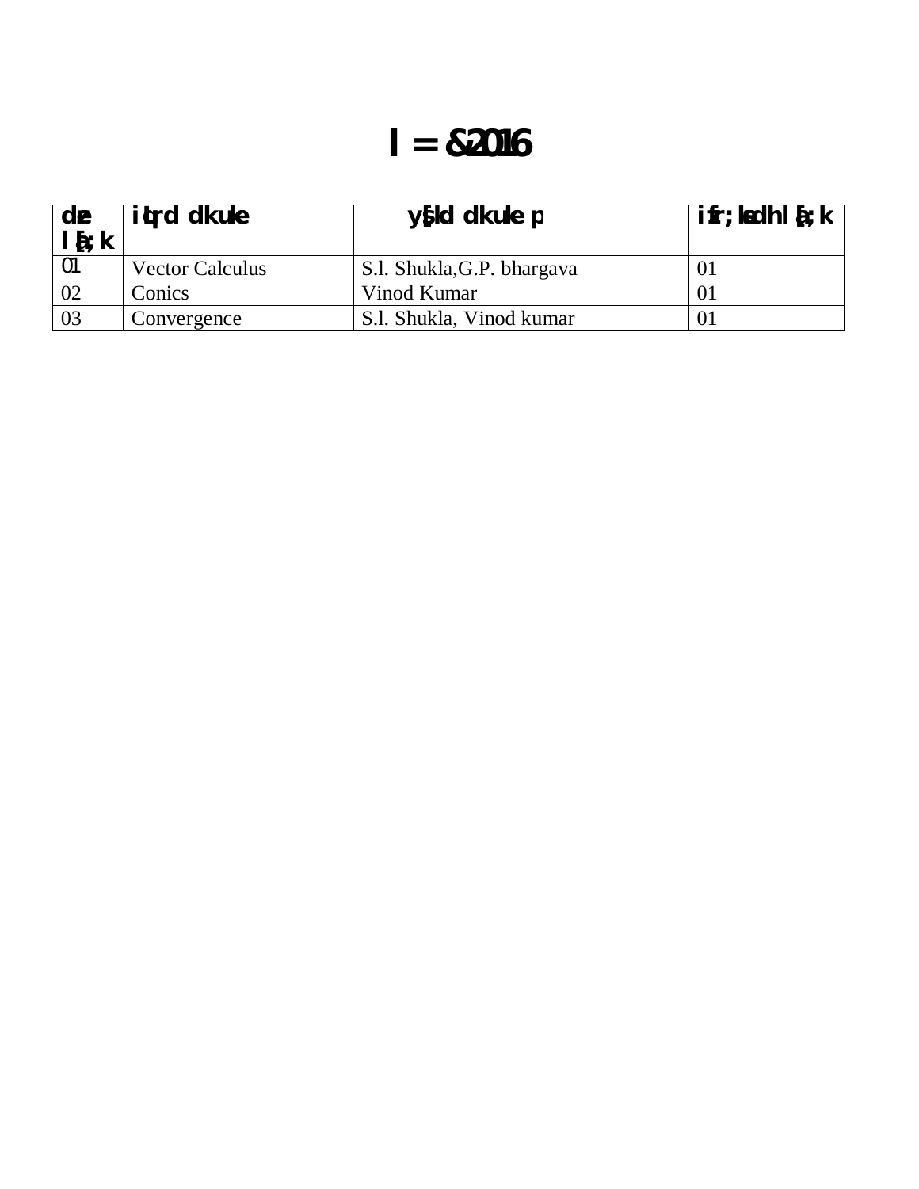# l = &2016

| dze l [;k | iqLrd dk uke | ys[kd dk uke p | izfr;ksa dh l [;k |
|---|---|---|---|
| 01 | Vector Calculus | S.l. Shukla,G.P. bhargava | 01 |
| 02 | Conics | Vinod Kumar | 01 |
| 03 | Convergence | S.l. Shukla, Vinod kumar | 01 |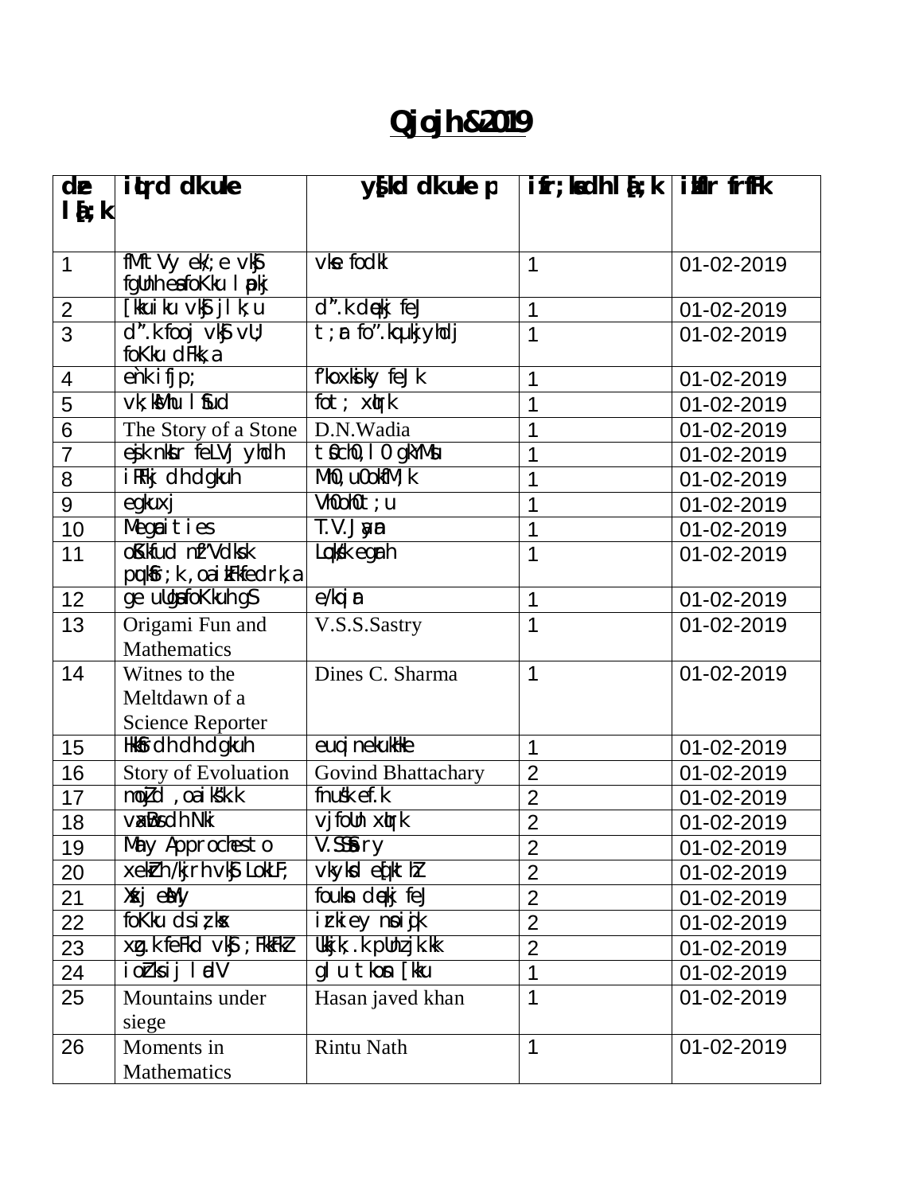# Qjojh&2019

| dze l[;k | iqLrd dk uke | ys[kd dk uke p | izfr;ksa dh l[;k | izkfIr frfFk |
|---|---|---|---|---|
| 1 | fMftVy ek/;e vkSj fgUnh esa foKku lapkj | vkse fodkl | 1 | 01-02-2019 |
| 2 | [kkuiku vkSj jlk;u | d".k dqekj feJ | 1 | 01-02-2019 |
| 3 | d".k foorj vkSj vUrj foKku dFkk,a | t;ar fo".kqukjyhdj | 1 | 01-02-2019 |
| 4 | enk ifjp; | f'koxksiky feJk | 1 | 01-02-2019 |
| 5 | vk;kMhu lfud | fot; xqIrk | 1 | 01-02-2019 |
| 6 | The Story of a Stone | D.N.Wadia | 1 | 01-02-2019 |
| 7 | eSa.k nkar feLVj yhdh | t0ch0,l0 gkYMsu | 1 | 01-02-2019 |
| 8 | iRFkj dh dgkuh | Mh0,u0okfM;k | 1 | 01-02-2019 |
| 9 | egkuxj | Vh0oh0t;u | 1 | 01-02-2019 |
| 10 | Megaities | T.V.Jayan | 1 | 01-02-2019 |
| 11 | oSKkfud nf"Vdks.k pqukSfr;k,oa laHkkfedrk,a | Lo{k egarh | 1 | 01-02-2019 |
| 12 | ge ulhsa foKkuh gS | e/kqien | 1 | 01-02-2019 |
| 13 | Origami Fun and Mathematics | V.S.S.Sastry | 1 | 01-02-2019 |
| 14 | Witnes to the Meltdawn of a Science Reporter | Dines C. Sharma | 1 | 01-02-2019 |
| 15 | HkkSfrdh dh dgkuh | euqj nekukHkke | 1 | 01-02-2019 |
| 16 | Story of Evoluation | Govind Bhattachary | 2 | 01-02-2019 |
| 17 | mnq"d ,oa ik'kk.k | fnus'k ef.k | 2 | 01-02-2019 |
| 18 | vaxBsdh Nki | vjfoUn xqIrk | 2 | 01-02-2019 |
| 19 | May Approchesto | V.SSSastry | 2 | 01-02-2019 |
| 20 | xf.kr /kjrh vkSj LokLF; | vkyksd eq[kthZ | 2 | 01-02-2019 |
| 21 | Xkzsj eSay | foukso dqekj feJ | 2 | 01-02-2019 |
| 22 | foKku dsi z;ksx | izrkie nsoi qjk | 2 | 01-02-2019 |
| 23 | xq.k feFkd vkSj ;FkkFkZ | Ukkjk;.k pUnzjk.kk | 2 | 01-02-2019 |
| 24 | iozZkrsij lad V | glu tkosn [kku | 1 | 01-02-2019 |
| 25 | Mountains under siege | Hasan javed khan | 1 | 01-02-2019 |
| 26 | Moments in Mathematics | Rintu Nath | 1 | 01-02-2019 |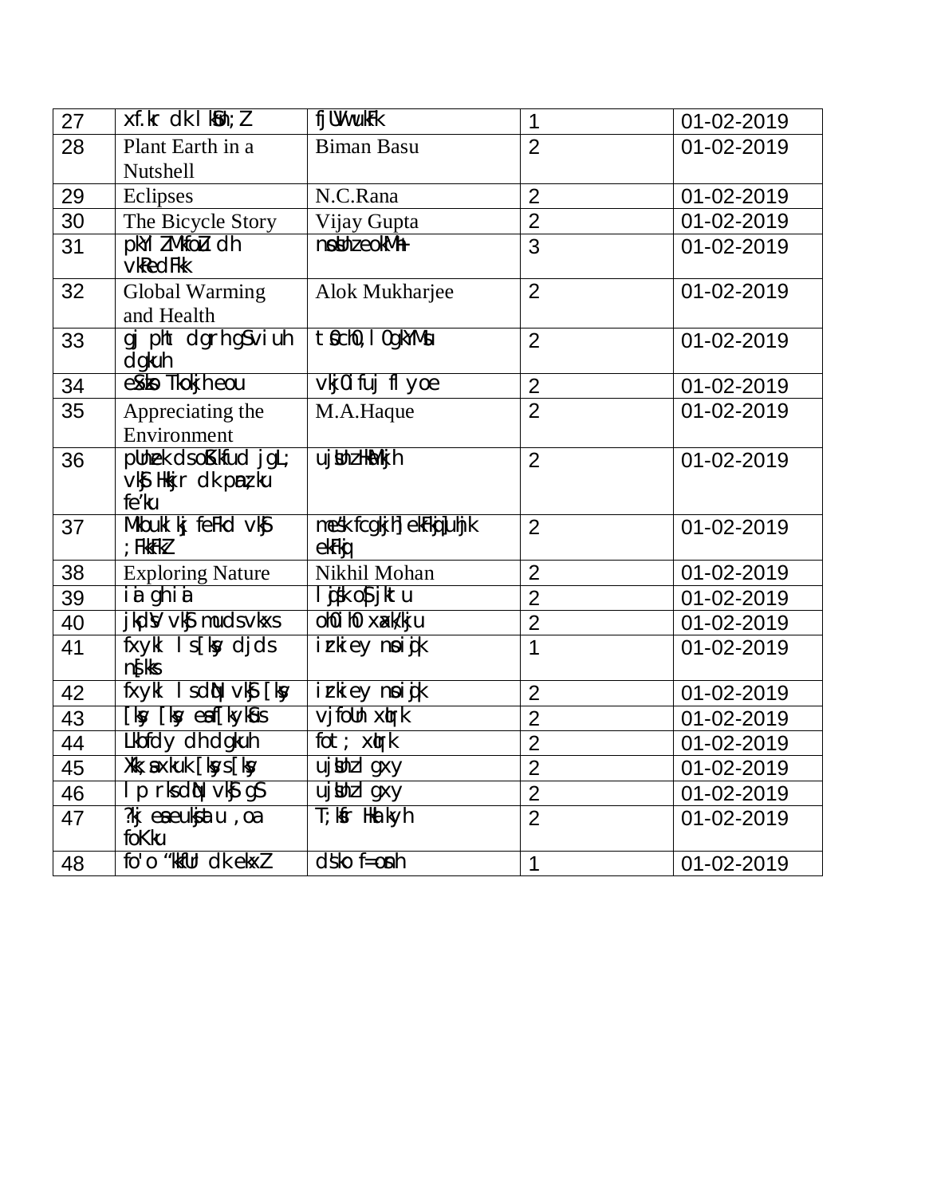| | | | | |
|---|---|---|---|---|
| 27 | xf.kr dk l kSn;Z | fjLVvuuFk | 1 | 01-02-2019 |
| 28 | Plant Earth in a Nutshell | Biman Basu | 2 | 01-02-2019 |
| 29 | Eclipses | N.C.Rana | 2 | 01-02-2019 |
| 30 | The Bicycle Story | Vijay Gupta | 2 | 01-02-2019 |
| 31 | pkYl ZMkfoZu dh vkRedFkk | nsoshz eokMh | 3 | 01-02-2019 |
| 32 | Global Warming and Health | Alok Mukharjee | 2 | 01-02-2019 |
| 33 | gj pht dgrh gS viuh dgkuh | tSch0,l 0gkYMu | 2 | 01-02-2019 |
| 34 | eSxko Tkokjh eou | vkj0 fuj fl yoe | 2 | 01-02-2019 |
| 35 | Appreciating the Environment | M.A.Haque | 2 | 01-02-2019 |
| 36 | pUnzek ds oSKkfud jgL; vkSj Hkkjr dk panz;ku fe'ku | ujsUnz HkMkjh | 2 | 01-02-2019 |
| 37 | Mkbuklkj feFkd vkSj ;FkkFkZ | ne'k fcgkjh] ekFkqj]uhjk ekFkqj | 2 | 01-02-2019 |
| 38 | Exploring Nature | Nikhil Mohan | 2 | 01-02-2019 |
| 39 | ia ghia | l jqsk oSjkxu | 2 | 01-02-2019 |
| 40 | jkdsV vkSj mUudsvkxs | oh0 lh0 xxk/kjU | 2 | 01-02-2019 |
| 41 | fxykl ls[ksy djds n[kks | izrkiey nsoijk | 1 | 01-02-2019 |
| 42 | fxykl sdNj vkSj [ksy | izrkiey nsoijk | 2 | 01-02-2019 |
| 43 | [ksy [ksy esa f[kykSus | vjfoUn xqIrk | 2 | 01-02-2019 |
| 44 | Lkbfdy dh dgkuh | fot; xqIrk | 2 | 01-02-2019 |
| 45 | Xk.ksxkuk [ksys [ksy | ujsUnz lgxy | 2 | 01-02-2019 |
| 46 | l p rksdNj vkSj gS | ujsUnz lgxy | 2 | 01-02-2019 |
| 47 | ?kj esa eukjsatu ,oa foKku | T;ksfr Hkkrkyh | 2 | 01-02-2019 |
| 48 | fo'o "kkfUr dk ekxZ | d'ko f=onh | 1 | 01-02-2019 |